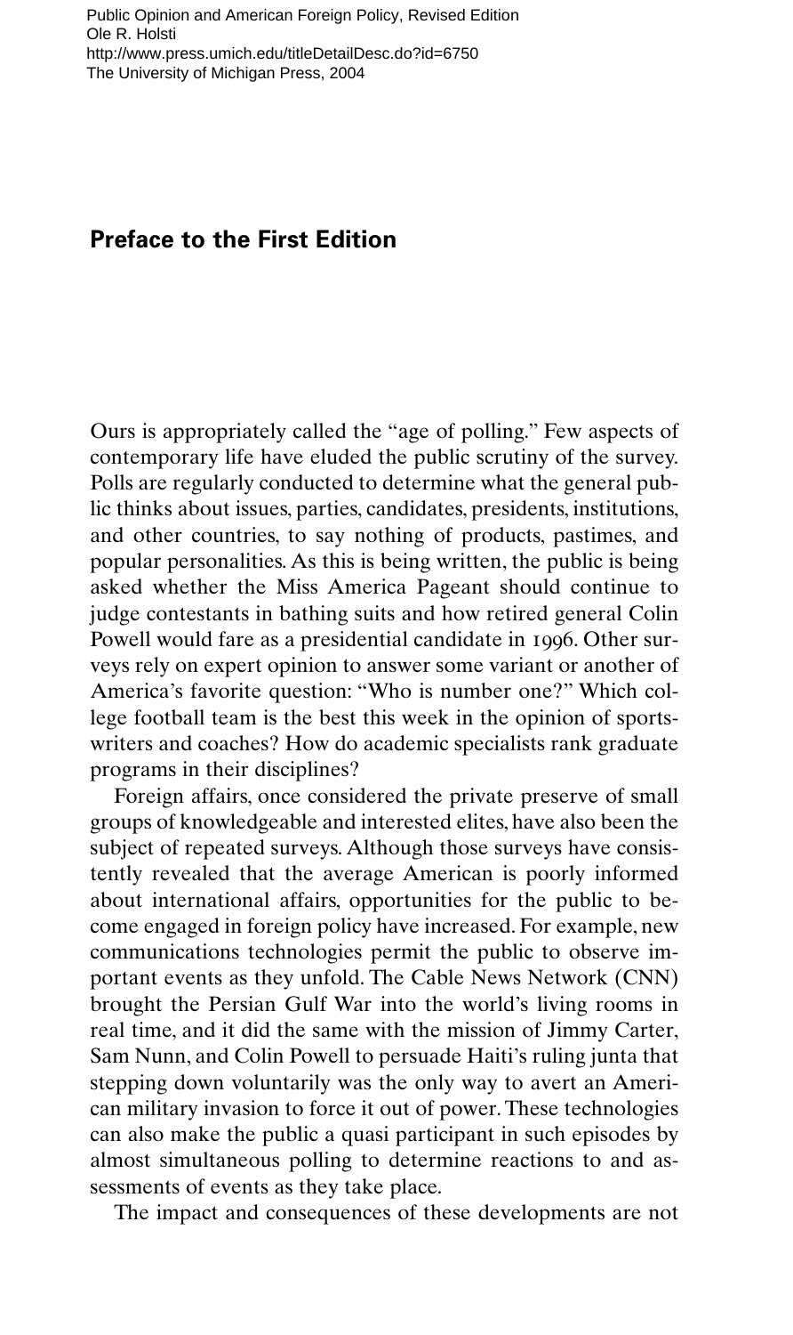## Preface to the First Edition

Ours is appropriately called the "age of polling." Few aspects of contemporary life have eluded the public scrutiny of the survey. Polls are regularly conducted to determine what the general public thinks about issues, parties, candidates, presidents, institutions, and other countries, to say nothing of products, pastimes, and popular personalities. As this is being written, the public is being asked whether the Miss America Pageant should continue to judge contestants in bathing suits and how retired general Colin Powell would fare as a presidential candidate in 1996. Other surveys rely on expert opinion to answer some variant or another of America's favorite question: "Who is number one?" Which college football team is the best this week in the opinion of sportswriters and coaches? How do academic specialists rank graduate programs in their disciplines?

Foreign affairs, once considered the private preserve of small groups of knowledgeable and interested elites, have also been the subject of repeated surveys. Although those surveys have consistently revealed that the average American is poorly informed about international affairs, opportunities for the public to become engaged in foreign policy have increased. For example, new communications technologies permit the public to observe important events as they unfold. The Cable News Network (CNN) brought the Persian Gulf War into the world's living rooms in real time, and it did the same with the mission of Jimmy Carter, Sam Nunn, and Colin Powell to persuade Haiti's ruling junta that stepping down voluntarily was the only way to avert an American military invasion to force it out of power. These technologies can also make the public a quasi participant in such episodes by almost simultaneous polling to determine reactions to and assessments of events as they take place.

The impact and consequences of these developments are not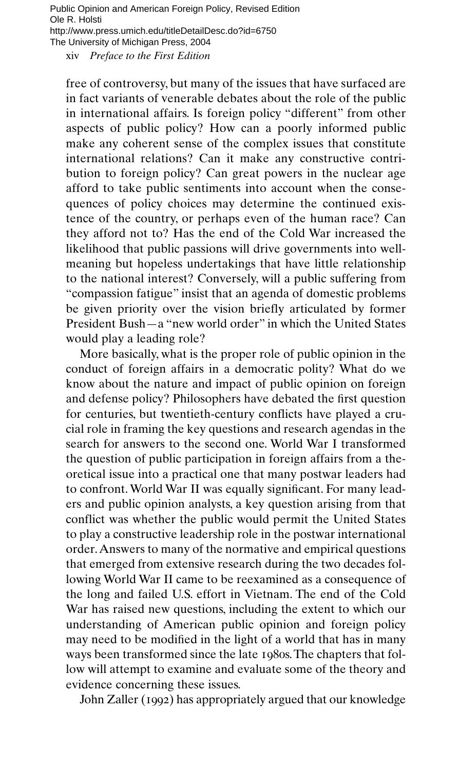free of controversy, but many of the issues that have surfaced are in fact variants of venerable debates about the role of the public in international affairs. Is foreign policy "different" from other aspects of public policy? How can a poorly informed public make any coherent sense of the complex issues that constitute international relations? Can it make any constructive contribution to foreign policy? Can great powers in the nuclear age afford to take public sentiments into account when the consequences of policy choices may determine the continued existence of the country, or perhaps even of the human race? Can they afford not to? Has the end of the Cold War increased the likelihood that public passions will drive governments into well-meaning but hopeless undertakings that have little relationship to the national interest? Conversely, will a public suffering from "compassion fatigue" insist that an agenda of domestic problems be given priority over the vision briefly articulated by former President Bush—a "new world order" in which the United States would play a leading role?

More basically, what is the proper role of public opinion in the conduct of foreign affairs in a democratic polity? What do we know about the nature and impact of public opinion on foreign and defense policy? Philosophers have debated the first question for centuries, but twentieth-century conflicts have played a crucial role in framing the key questions and research agendas in the search for answers to the second one. World War I transformed the question of public participation in foreign affairs from a theoretical issue into a practical one that many postwar leaders had to confront. World War II was equally significant. For many leaders and public opinion analysts, a key question arising from that conflict was whether the public would permit the United States to play a constructive leadership role in the postwar international order. Answers to many of the normative and empirical questions that emerged from extensive research during the two decades following World War II came to be reexamined as a consequence of the long and failed U.S. effort in Vietnam. The end of the Cold War has raised new questions, including the extent to which our understanding of American public opinion and foreign policy may need to be modified in the light of a world that has in many ways been transformed since the late 1980s. The chapters that follow will attempt to examine and evaluate some of the theory and evidence concerning these issues.

John Zaller (1992) has appropriately argued that our knowledge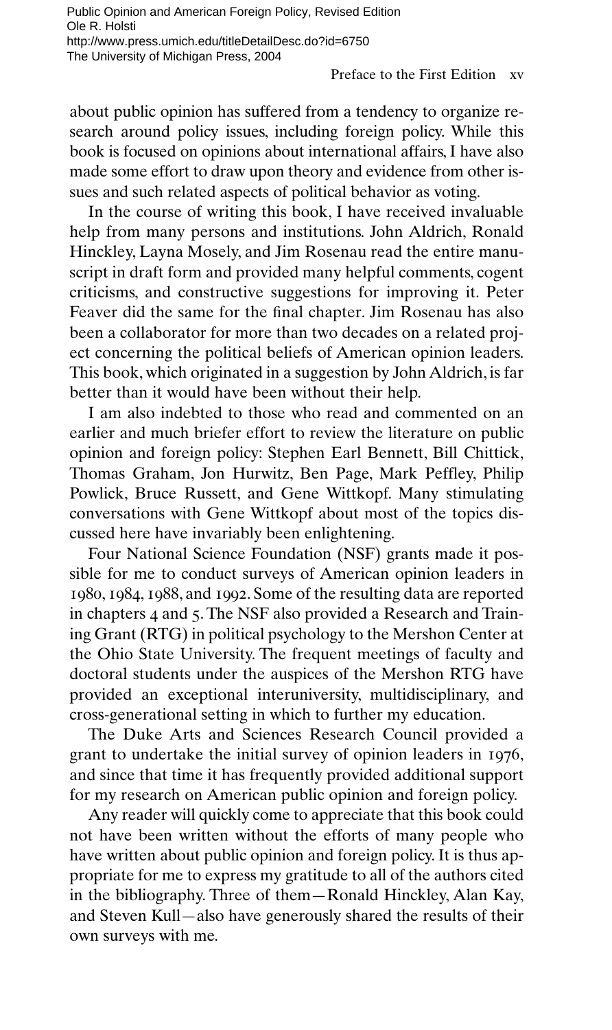about public opinion has suffered from a tendency to organize research around policy issues, including foreign policy. While this book is focused on opinions about international affairs, I have also made some effort to draw upon theory and evidence from other issues and such related aspects of political behavior as voting.

In the course of writing this book, I have received invaluable help from many persons and institutions. John Aldrich, Ronald Hinckley, Layna Mosely, and Jim Rosenau read the entire manuscript in draft form and provided many helpful comments, cogent criticisms, and constructive suggestions for improving it. Peter Feaver did the same for the final chapter. Jim Rosenau has also been a collaborator for more than two decades on a related project concerning the political beliefs of American opinion leaders. This book, which originated in a suggestion by John Aldrich, is far better than it would have been without their help.

I am also indebted to those who read and commented on an earlier and much briefer effort to review the literature on public opinion and foreign policy: Stephen Earl Bennett, Bill Chittick, Thomas Graham, Jon Hurwitz, Ben Page, Mark Peffley, Philip Powlick, Bruce Russett, and Gene Wittkopf. Many stimulating conversations with Gene Wittkopf about most of the topics discussed here have invariably been enlightening.

Four National Science Foundation (NSF) grants made it possible for me to conduct surveys of American opinion leaders in 1980, 1984, 1988, and 1992. Some of the resulting data are reported in chapters 4 and 5. The NSF also provided a Research and Training Grant (RTG) in political psychology to the Mershon Center at the Ohio State University. The frequent meetings of faculty and doctoral students under the auspices of the Mershon RTG have provided an exceptional interuniversity, multidisciplinary, and cross-generational setting in which to further my education.

The Duke Arts and Sciences Research Council provided a grant to undertake the initial survey of opinion leaders in 1976, and since that time it has frequently provided additional support for my research on American public opinion and foreign policy.

Any reader will quickly come to appreciate that this book could not have been written without the efforts of many people who have written about public opinion and foreign policy. It is thus appropriate for me to express my gratitude to all of the authors cited in the bibliography. Three of them—Ronald Hinckley, Alan Kay, and Steven Kull—also have generously shared the results of their own surveys with me.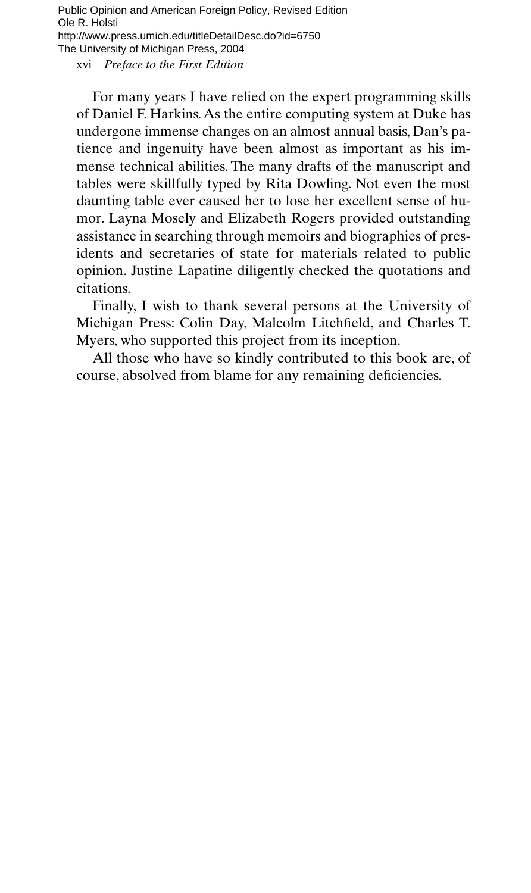For many years I have relied on the expert programming skills of Daniel F. Harkins. As the entire computing system at Duke has undergone immense changes on an almost annual basis, Dan's patience and ingenuity have been almost as important as his immense technical abilities. The many drafts of the manuscript and tables were skillfully typed by Rita Dowling. Not even the most daunting table ever caused her to lose her excellent sense of humor. Layna Mosely and Elizabeth Rogers provided outstanding assistance in searching through memoirs and biographies of presidents and secretaries of state for materials related to public opinion. Justine Lapatine diligently checked the quotations and citations.

Finally, I wish to thank several persons at the University of Michigan Press: Colin Day, Malcolm Litchfield, and Charles T. Myers, who supported this project from its inception.

All those who have so kindly contributed to this book are, of course, absolved from blame for any remaining deficiencies.